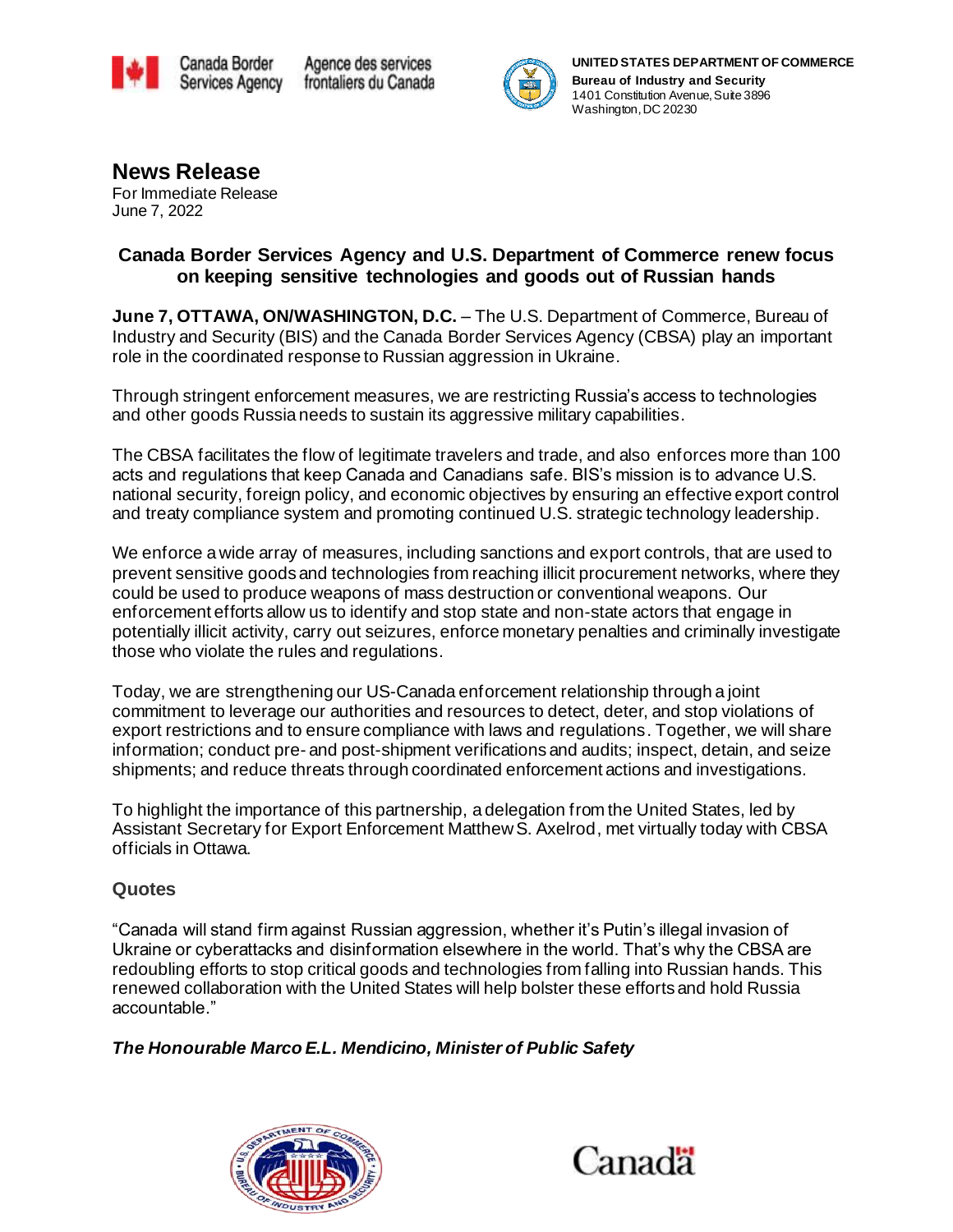Canada Border Services Agency | Agence des services frontaliers du Canada

**UNITED STATES DEPARTMENT OF COMMERCE**
**Bureau of Industry and Security**
1401 Constitution Avenue, Suite 3896
Washington, DC 20230

# News Release

For Immediate Release
June 7, 2022

## Canada Border Services Agency and U.S. Department of Commerce renew focus on keeping sensitive technologies and goods out of Russian hands

**June 7, OTTAWA, ON/WASHINGTON, D.C.** – The U.S. Department of Commerce, Bureau of Industry and Security (BIS) and the Canada Border Services Agency (CBSA) play an important role in the coordinated response to Russian aggression in Ukraine.

Through stringent enforcement measures, we are restricting Russia's access to technologies and other goods Russia needs to sustain its aggressive military capabilities.

The CBSA facilitates the flow of legitimate travelers and trade, and also enforces more than 100 acts and regulations that keep Canada and Canadians safe. BIS's mission is to advance U.S. national security, foreign policy, and economic objectives by ensuring an effective export control and treaty compliance system and promoting continued U.S. strategic technology leadership.

We enforce a wide array of measures, including sanctions and export controls, that are used to prevent sensitive goods and technologies from reaching illicit procurement networks, where they could be used to produce weapons of mass destruction or conventional weapons. Our enforcement efforts allow us to identify and stop state and non-state actors that engage in potentially illicit activity, carry out seizures, enforce monetary penalties and criminally investigate those who violate the rules and regulations.

Today, we are strengthening our US-Canada enforcement relationship through a joint commitment to leverage our authorities and resources to detect, deter, and stop violations of export restrictions and to ensure compliance with laws and regulations. Together, we will share information; conduct pre- and post-shipment verifications and audits; inspect, detain, and seize shipments; and reduce threats through coordinated enforcement actions and investigations.

To highlight the importance of this partnership, a delegation from the United States, led by Assistant Secretary for Export Enforcement Matthew S. Axelrod, met virtually today with CBSA officials in Ottawa.

### Quotes

"Canada will stand firm against Russian aggression, whether it's Putin's illegal invasion of Ukraine or cyberattacks and disinformation elsewhere in the world. That's why the CBSA are redoubling efforts to stop critical goods and technologies from falling into Russian hands. This renewed collaboration with the United States will help bolster these efforts and hold Russia accountable."

***The Honourable Marco E.L. Mendicino, Minister of Public Safety***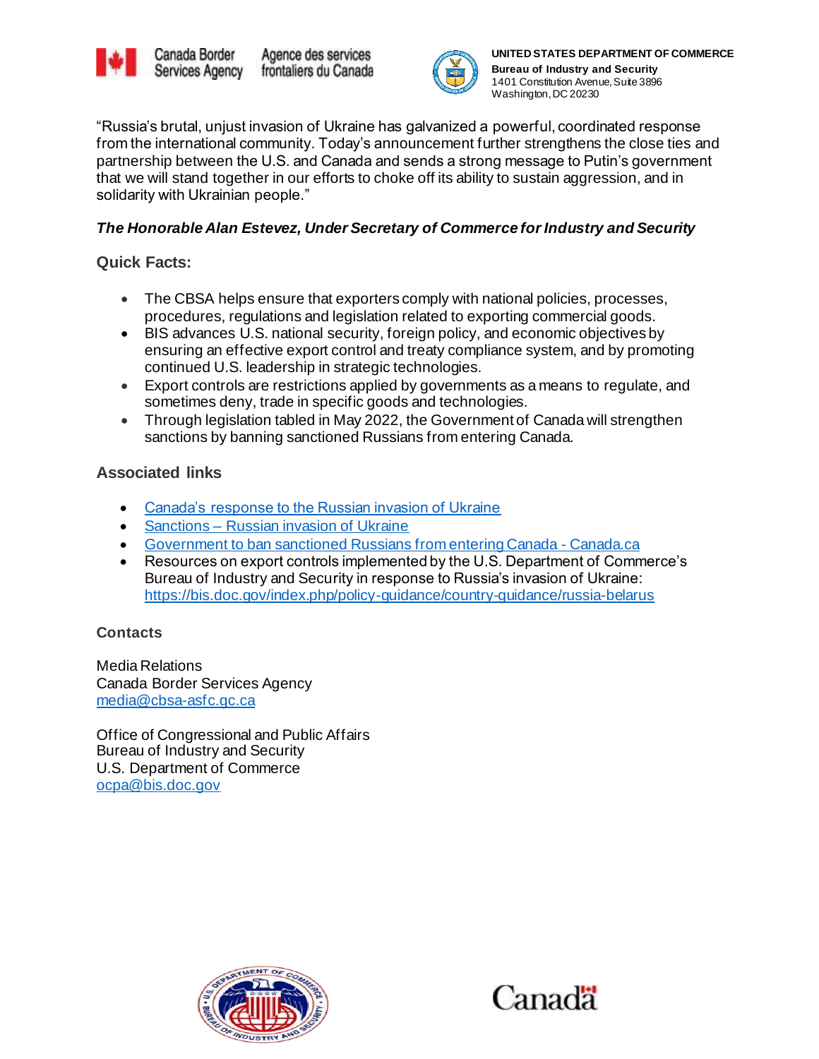"Russia's brutal, unjust invasion of Ukraine has galvanized a powerful, coordinated response from the international community. Today's announcement further strengthens the close ties and partnership between the U.S. and Canada and sends a strong message to Putin's government that we will stand together in our efforts to choke off its ability to sustain aggression, and in solidarity with Ukrainian people."

***The Honorable Alan Estevez, Under Secretary of Commerce for Industry and Security***

### Quick Facts:

- The CBSA helps ensure that exporters comply with national policies, processes, procedures, regulations and legislation related to exporting commercial goods.
- BIS advances U.S. national security, foreign policy, and economic objectives by ensuring an effective export control and treaty compliance system, and by promoting continued U.S. leadership in strategic technologies.
- Export controls are restrictions applied by governments as a means to regulate, and sometimes deny, trade in specific goods and technologies.
- Through legislation tabled in May 2022, the Government of Canada will strengthen sanctions by banning sanctioned Russians from entering Canada.

### Associated links

- Canada's response to the Russian invasion of Ukraine
- Sanctions – Russian invasion of Ukraine
- Government to ban sanctioned Russians from entering Canada - Canada.ca
- Resources on export controls implemented by the U.S. Department of Commerce's Bureau of Industry and Security in response to Russia's invasion of Ukraine: https://bis.doc.gov/index.php/policy-guidance/country-guidance/russia-belarus

### Contacts

Media Relations
Canada Border Services Agency
media@cbsa-asfc.gc.ca

Office of Congressional and Public Affairs
Bureau of Industry and Security
U.S. Department of Commerce
ocpa@bis.doc.gov